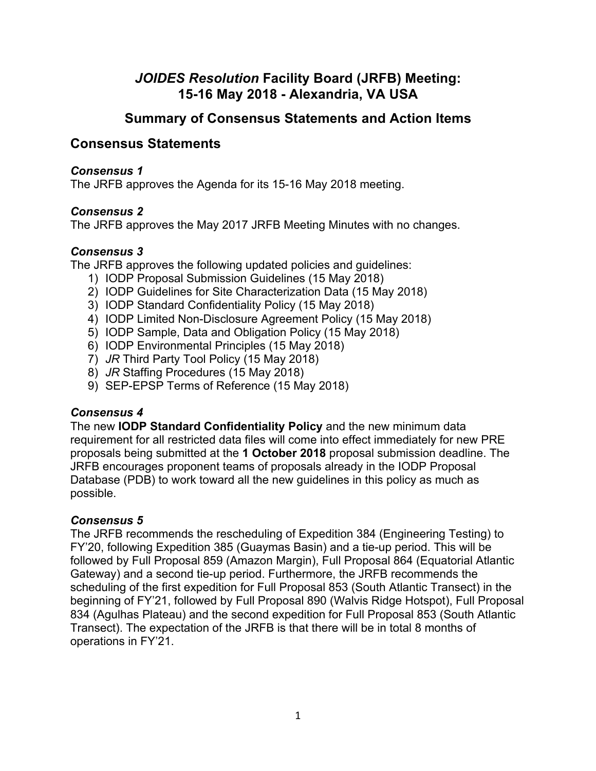# *JOIDES Resolution* Facility Board (JRFB) Meeting: 15-16 May 2018 - Alexandria, VA USA

## Summary of Consensus Statements and Action Items

## Consensus Statements

### *Consensus 1*

The JRFB approves the Agenda for its 15-16 May 2018 meeting.

### *Consensus 2*

The JRFB approves the May 2017 JRFB Meeting Minutes with no changes.

### *Consensus 3*

The JRFB approves the following updated policies and guidelines:

1) IODP Proposal Submission Guidelines (15 May 2018)
2) IODP Guidelines for Site Characterization Data (15 May 2018)
3) IODP Standard Confidentiality Policy (15 May 2018)
4) IODP Limited Non-Disclosure Agreement Policy (15 May 2018)
5) IODP Sample, Data and Obligation Policy (15 May 2018)
6) IODP Environmental Principles (15 May 2018)
7) *JR* Third Party Tool Policy (15 May 2018)
8) *JR* Staffing Procedures (15 May 2018)
9) SEP-EPSP Terms of Reference (15 May 2018)

### *Consensus 4*

The new **IODP Standard Confidentiality Policy** and the new minimum data requirement for all restricted data files will come into effect immediately for new PRE proposals being submitted at the **1 October 2018** proposal submission deadline. The JRFB encourages proponent teams of proposals already in the IODP Proposal Database (PDB) to work toward all the new guidelines in this policy as much as possible.

### *Consensus 5*

The JRFB recommends the rescheduling of Expedition 384 (Engineering Testing) to FY'20, following Expedition 385 (Guaymas Basin) and a tie-up period. This will be followed by Full Proposal 859 (Amazon Margin), Full Proposal 864 (Equatorial Atlantic Gateway) and a second tie-up period. Furthermore, the JRFB recommends the scheduling of the first expedition for Full Proposal 853 (South Atlantic Transect) in the beginning of FY'21, followed by Full Proposal 890 (Walvis Ridge Hotspot), Full Proposal 834 (Agulhas Plateau) and the second expedition for Full Proposal 853 (South Atlantic Transect). The expectation of the JRFB is that there will be in total 8 months of operations in FY'21.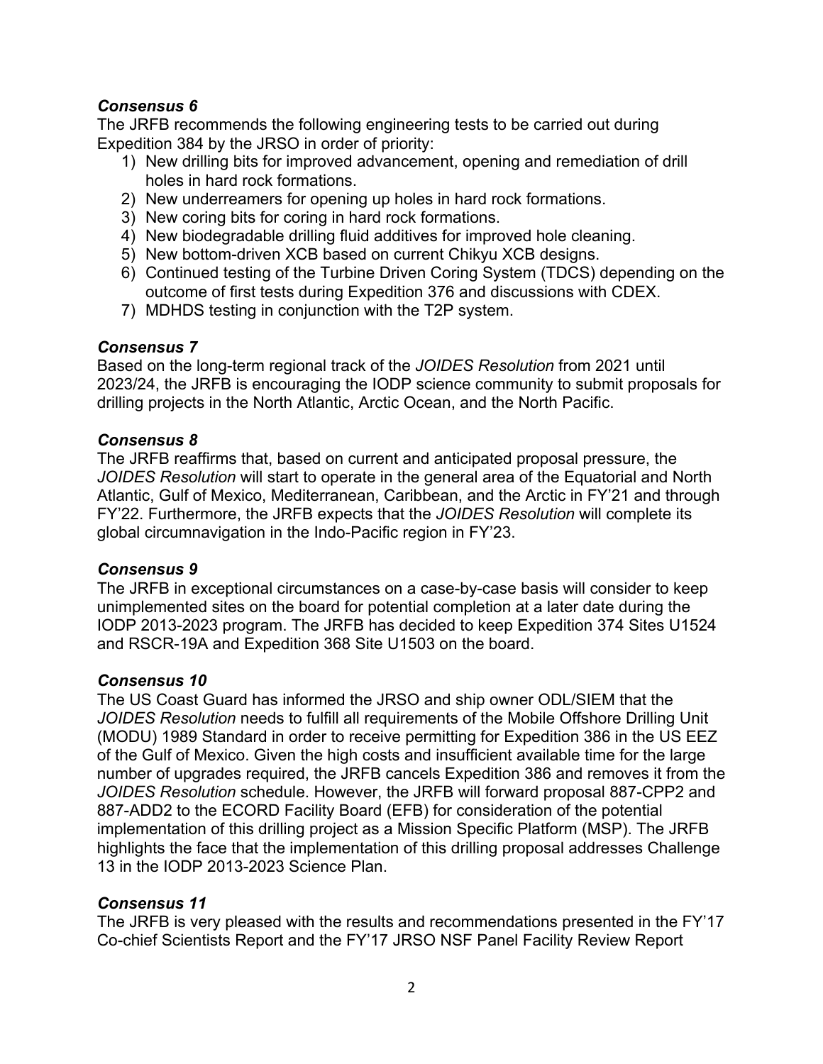### *Consensus 6*

The JRFB recommends the following engineering tests to be carried out during Expedition 384 by the JRSO in order of priority:

1) New drilling bits for improved advancement, opening and remediation of drill holes in hard rock formations.
2) New underreamers for opening up holes in hard rock formations.
3) New coring bits for coring in hard rock formations.
4) New biodegradable drilling fluid additives for improved hole cleaning.
5) New bottom-driven XCB based on current Chikyu XCB designs.
6) Continued testing of the Turbine Driven Coring System (TDCS) depending on the outcome of first tests during Expedition 376 and discussions with CDEX.
7) MDHDS testing in conjunction with the T2P system.

### *Consensus 7*

Based on the long-term regional track of the *JOIDES Resolution* from 2021 until 2023/24, the JRFB is encouraging the IODP science community to submit proposals for drilling projects in the North Atlantic, Arctic Ocean, and the North Pacific.

### *Consensus 8*

The JRFB reaffirms that, based on current and anticipated proposal pressure, the *JOIDES Resolution* will start to operate in the general area of the Equatorial and North Atlantic, Gulf of Mexico, Mediterranean, Caribbean, and the Arctic in FY'21 and through FY'22. Furthermore, the JRFB expects that the *JOIDES Resolution* will complete its global circumnavigation in the Indo-Pacific region in FY'23.

### *Consensus 9*

The JRFB in exceptional circumstances on a case-by-case basis will consider to keep unimplemented sites on the board for potential completion at a later date during the IODP 2013-2023 program. The JRFB has decided to keep Expedition 374 Sites U1524 and RSCR-19A and Expedition 368 Site U1503 on the board.

### *Consensus 10*

The US Coast Guard has informed the JRSO and ship owner ODL/SIEM that the *JOIDES Resolution* needs to fulfill all requirements of the Mobile Offshore Drilling Unit (MODU) 1989 Standard in order to receive permitting for Expedition 386 in the US EEZ of the Gulf of Mexico. Given the high costs and insufficient available time for the large number of upgrades required, the JRFB cancels Expedition 386 and removes it from the *JOIDES Resolution* schedule. However, the JRFB will forward proposal 887-CPP2 and 887-ADD2 to the ECORD Facility Board (EFB) for consideration of the potential implementation of this drilling project as a Mission Specific Platform (MSP). The JRFB highlights the face that the implementation of this drilling proposal addresses Challenge 13 in the IODP 2013-2023 Science Plan.

### *Consensus 11*

The JRFB is very pleased with the results and recommendations presented in the FY'17 Co-chief Scientists Report and the FY'17 JRSO NSF Panel Facility Review Report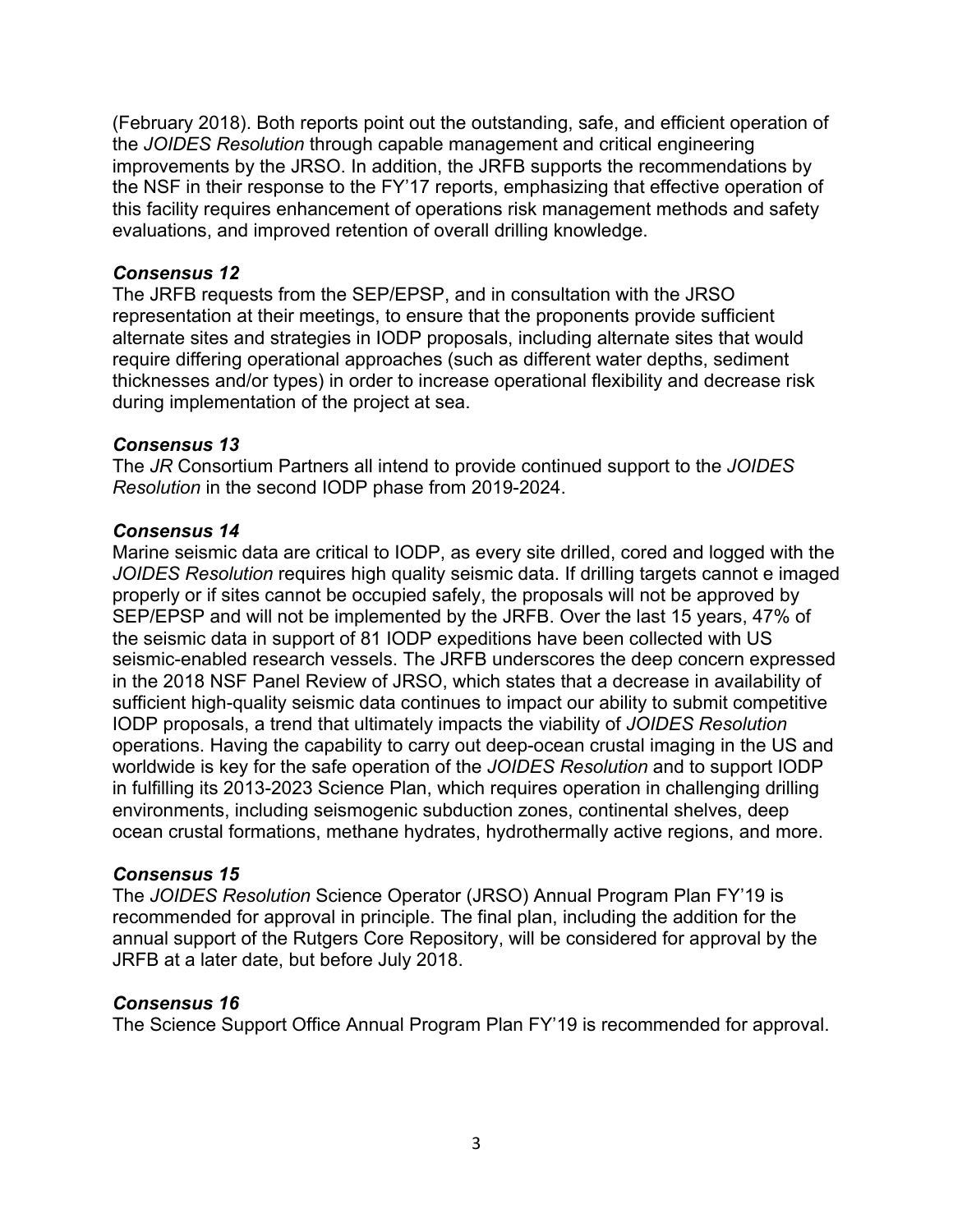(February 2018). Both reports point out the outstanding, safe, and efficient operation of the *JOIDES Resolution* through capable management and critical engineering improvements by the JRSO. In addition, the JRFB supports the recommendations by the NSF in their response to the FY'17 reports, emphasizing that effective operation of this facility requires enhancement of operations risk management methods and safety evaluations, and improved retention of overall drilling knowledge.

### *Consensus 12*

The JRFB requests from the SEP/EPSP, and in consultation with the JRSO representation at their meetings, to ensure that the proponents provide sufficient alternate sites and strategies in IODP proposals, including alternate sites that would require differing operational approaches (such as different water depths, sediment thicknesses and/or types) in order to increase operational flexibility and decrease risk during implementation of the project at sea.

### *Consensus 13*

The *JR* Consortium Partners all intend to provide continued support to the *JOIDES Resolution* in the second IODP phase from 2019-2024.

### *Consensus 14*

Marine seismic data are critical to IODP, as every site drilled, cored and logged with the *JOIDES Resolution* requires high quality seismic data. If drilling targets cannot e imaged properly or if sites cannot be occupied safely, the proposals will not be approved by SEP/EPSP and will not be implemented by the JRFB. Over the last 15 years, 47% of the seismic data in support of 81 IODP expeditions have been collected with US seismic-enabled research vessels. The JRFB underscores the deep concern expressed in the 2018 NSF Panel Review of JRSO, which states that a decrease in availability of sufficient high-quality seismic data continues to impact our ability to submit competitive IODP proposals, a trend that ultimately impacts the viability of *JOIDES Resolution* operations. Having the capability to carry out deep-ocean crustal imaging in the US and worldwide is key for the safe operation of the *JOIDES Resolution* and to support IODP in fulfilling its 2013-2023 Science Plan, which requires operation in challenging drilling environments, including seismogenic subduction zones, continental shelves, deep ocean crustal formations, methane hydrates, hydrothermally active regions, and more.

### *Consensus 15*

The *JOIDES Resolution* Science Operator (JRSO) Annual Program Plan FY'19 is recommended for approval in principle. The final plan, including the addition for the annual support of the Rutgers Core Repository, will be considered for approval by the JRFB at a later date, but before July 2018.

### *Consensus 16*

The Science Support Office Annual Program Plan FY'19 is recommended for approval.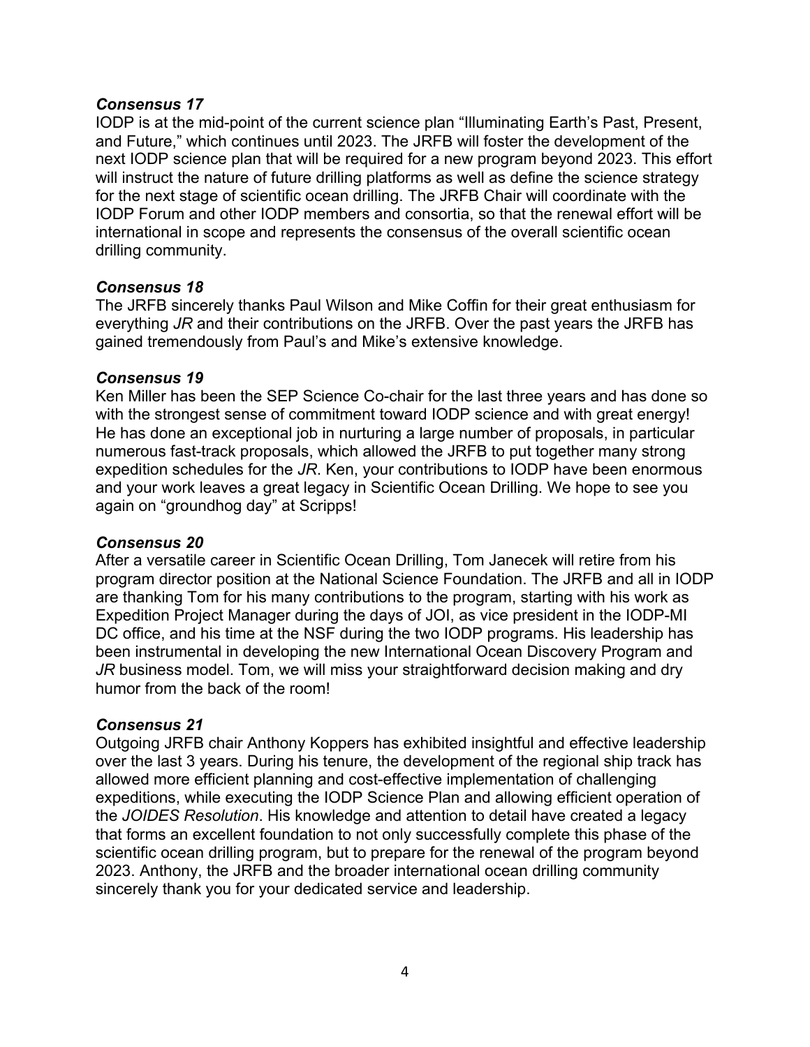***Consensus 17***

IODP is at the mid-point of the current science plan "Illuminating Earth's Past, Present, and Future," which continues until 2023. The JRFB will foster the development of the next IODP science plan that will be required for a new program beyond 2023. This effort will instruct the nature of future drilling platforms as well as define the science strategy for the next stage of scientific ocean drilling. The JRFB Chair will coordinate with the IODP Forum and other IODP members and consortia, so that the renewal effort will be international in scope and represents the consensus of the overall scientific ocean drilling community.

***Consensus 18***

The JRFB sincerely thanks Paul Wilson and Mike Coffin for their great enthusiasm for everything *JR* and their contributions on the JRFB. Over the past years the JRFB has gained tremendously from Paul's and Mike's extensive knowledge.

***Consensus 19***

Ken Miller has been the SEP Science Co-chair for the last three years and has done so with the strongest sense of commitment toward IODP science and with great energy! He has done an exceptional job in nurturing a large number of proposals, in particular numerous fast-track proposals, which allowed the JRFB to put together many strong expedition schedules for the *JR*. Ken, your contributions to IODP have been enormous and your work leaves a great legacy in Scientific Ocean Drilling. We hope to see you again on "groundhog day" at Scripps!

***Consensus 20***

After a versatile career in Scientific Ocean Drilling, Tom Janecek will retire from his program director position at the National Science Foundation. The JRFB and all in IODP are thanking Tom for his many contributions to the program, starting with his work as Expedition Project Manager during the days of JOI, as vice president in the IODP-MI DC office, and his time at the NSF during the two IODP programs. His leadership has been instrumental in developing the new International Ocean Discovery Program and *JR* business model. Tom, we will miss your straightforward decision making and dry humor from the back of the room!

***Consensus 21***

Outgoing JRFB chair Anthony Koppers has exhibited insightful and effective leadership over the last 3 years. During his tenure, the development of the regional ship track has allowed more efficient planning and cost-effective implementation of challenging expeditions, while executing the IODP Science Plan and allowing efficient operation of the *JOIDES Resolution*. His knowledge and attention to detail have created a legacy that forms an excellent foundation to not only successfully complete this phase of the scientific ocean drilling program, but to prepare for the renewal of the program beyond 2023. Anthony, the JRFB and the broader international ocean drilling community sincerely thank you for your dedicated service and leadership.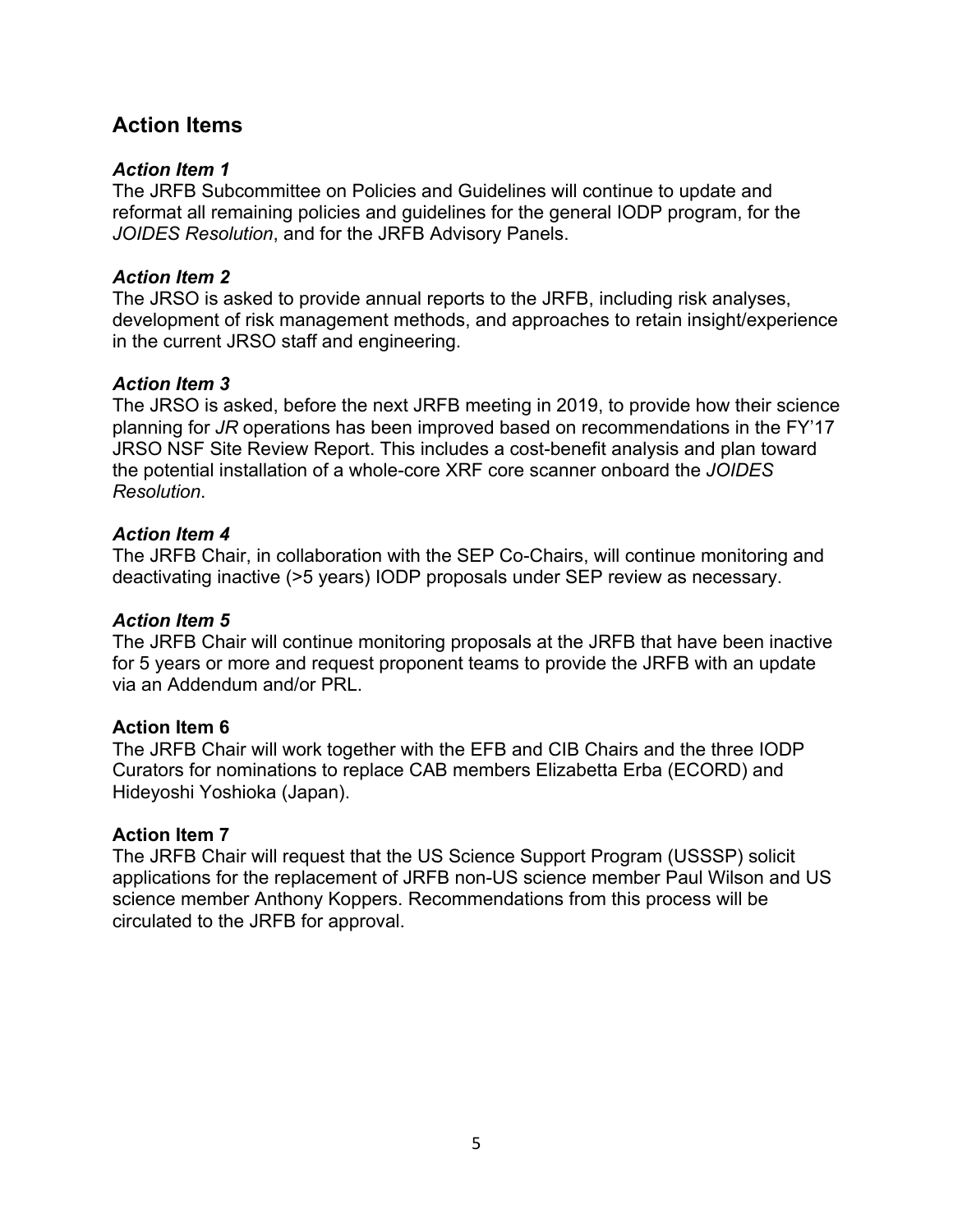## Action Items

### *Action Item 1*

The JRFB Subcommittee on Policies and Guidelines will continue to update and reformat all remaining policies and guidelines for the general IODP program, for the *JOIDES Resolution*, and for the JRFB Advisory Panels.

### *Action Item 2*

The JRSO is asked to provide annual reports to the JRFB, including risk analyses, development of risk management methods, and approaches to retain insight/experience in the current JRSO staff and engineering.

### *Action Item 3*

The JRSO is asked, before the next JRFB meeting in 2019, to provide how their science planning for *JR* operations has been improved based on recommendations in the FY'17 JRSO NSF Site Review Report. This includes a cost-benefit analysis and plan toward the potential installation of a whole-core XRF core scanner onboard the *JOIDES Resolution*.

### *Action Item 4*

The JRFB Chair, in collaboration with the SEP Co-Chairs, will continue monitoring and deactivating inactive (>5 years) IODP proposals under SEP review as necessary.

### *Action Item 5*

The JRFB Chair will continue monitoring proposals at the JRFB that have been inactive for 5 years or more and request proponent teams to provide the JRFB with an update via an Addendum and/or PRL.

### Action Item 6

The JRFB Chair will work together with the EFB and CIB Chairs and the three IODP Curators for nominations to replace CAB members Elizabetta Erba (ECORD) and Hideyoshi Yoshioka (Japan).

### Action Item 7

The JRFB Chair will request that the US Science Support Program (USSSP) solicit applications for the replacement of JRFB non-US science member Paul Wilson and US science member Anthony Koppers. Recommendations from this process will be circulated to the JRFB for approval.